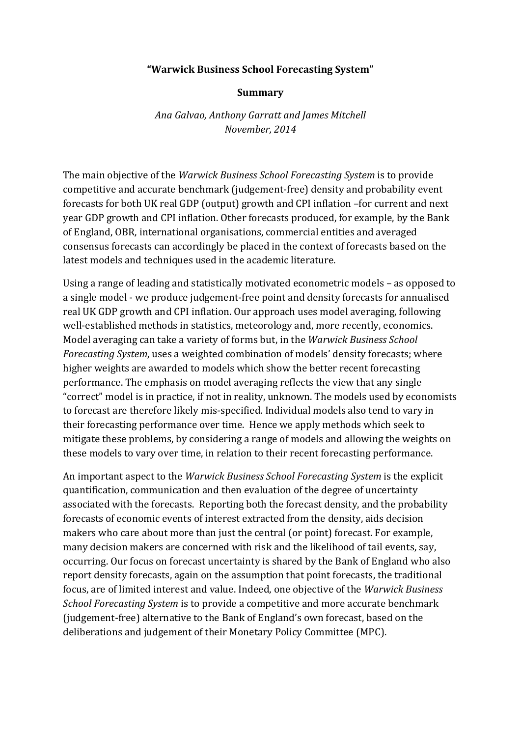# "Warwick Business School Forecasting System"

## Summary

*Ana Galvao, Anthony Garratt and James Mitchell*
*November, 2014*

The main objective of the *Warwick Business School Forecasting System* is to provide competitive and accurate benchmark (judgement-free) density and probability event forecasts for both UK real GDP (output) growth and CPI inflation –for current and next year GDP growth and CPI inflation. Other forecasts produced, for example, by the Bank of England, OBR, international organisations, commercial entities and averaged consensus forecasts can accordingly be placed in the context of forecasts based on the latest models and techniques used in the academic literature.

Using a range of leading and statistically motivated econometric models – as opposed to a single model - we produce judgement-free point and density forecasts for annualised real UK GDP growth and CPI inflation. Our approach uses model averaging, following well-established methods in statistics, meteorology and, more recently, economics. Model averaging can take a variety of forms but, in the *Warwick Business School Forecasting System*, uses a weighted combination of models' density forecasts; where higher weights are awarded to models which show the better recent forecasting performance. The emphasis on model averaging reflects the view that any single "correct" model is in practice, if not in reality, unknown. The models used by economists to forecast are therefore likely mis-specified. Individual models also tend to vary in their forecasting performance over time. Hence we apply methods which seek to mitigate these problems, by considering a range of models and allowing the weights on these models to vary over time, in relation to their recent forecasting performance.

An important aspect to the *Warwick Business School Forecasting System* is the explicit quantification, communication and then evaluation of the degree of uncertainty associated with the forecasts. Reporting both the forecast density, and the probability forecasts of economic events of interest extracted from the density, aids decision makers who care about more than just the central (or point) forecast. For example, many decision makers are concerned with risk and the likelihood of tail events, say, occurring. Our focus on forecast uncertainty is shared by the Bank of England who also report density forecasts, again on the assumption that point forecasts, the traditional focus, are of limited interest and value. Indeed, one objective of the *Warwick Business School Forecasting System* is to provide a competitive and more accurate benchmark (judgement-free) alternative to the Bank of England's own forecast, based on the deliberations and judgement of their Monetary Policy Committee (MPC).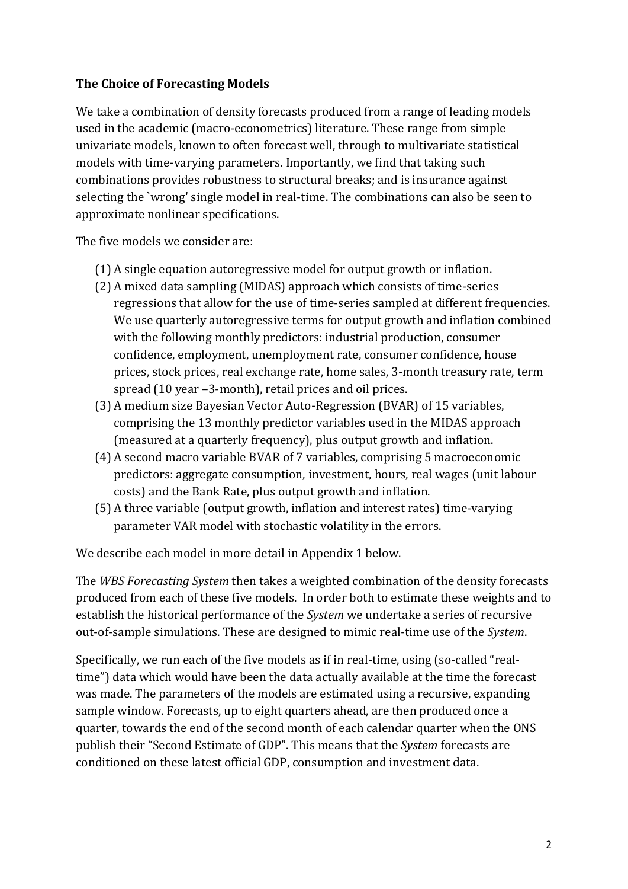**The Choice of Forecasting Models**

We take a combination of density forecasts produced from a range of leading models used in the academic (macro-econometrics) literature. These range from simple univariate models, known to often forecast well, through to multivariate statistical models with time-varying parameters. Importantly, we find that taking such combinations provides robustness to structural breaks; and is insurance against selecting the `wrong' single model in real-time. The combinations can also be seen to approximate nonlinear specifications.

The five models we consider are:

(1) A single equation autoregressive model for output growth or inflation.
(2) A mixed data sampling (MIDAS) approach which consists of time-series regressions that allow for the use of time-series sampled at different frequencies. We use quarterly autoregressive terms for output growth and inflation combined with the following monthly predictors: industrial production, consumer confidence, employment, unemployment rate, consumer confidence, house prices, stock prices, real exchange rate, home sales, 3-month treasury rate, term spread (10 year –3-month), retail prices and oil prices.
(3) A medium size Bayesian Vector Auto-Regression (BVAR) of 15 variables, comprising the 13 monthly predictor variables used in the MIDAS approach (measured at a quarterly frequency), plus output growth and inflation.
(4) A second macro variable BVAR of 7 variables, comprising 5 macroeconomic predictors: aggregate consumption, investment, hours, real wages (unit labour costs) and the Bank Rate, plus output growth and inflation.
(5) A three variable (output growth, inflation and interest rates) time-varying parameter VAR model with stochastic volatility in the errors.

We describe each model in more detail in Appendix 1 below.

The *WBS Forecasting System* then takes a weighted combination of the density forecasts produced from each of these five models. In order both to estimate these weights and to establish the historical performance of the *System* we undertake a series of recursive out-of-sample simulations. These are designed to mimic real-time use of the *System*.

Specifically, we run each of the five models as if in real-time, using (so-called "real-time") data which would have been the data actually available at the time the forecast was made. The parameters of the models are estimated using a recursive, expanding sample window. Forecasts, up to eight quarters ahead, are then produced once a quarter, towards the end of the second month of each calendar quarter when the ONS publish their "Second Estimate of GDP". This means that the *System* forecasts are conditioned on these latest official GDP, consumption and investment data.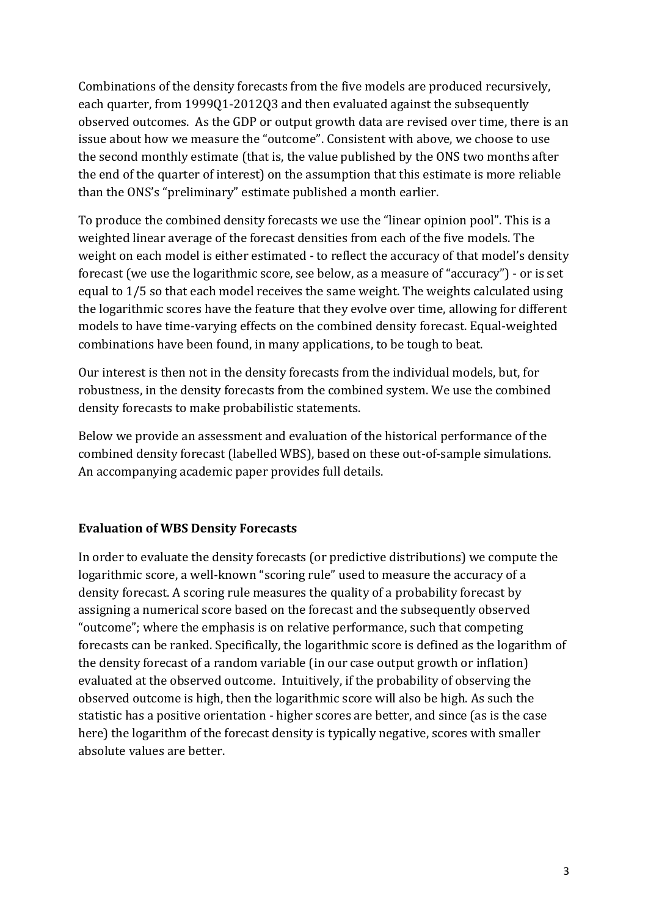Combinations of the density forecasts from the five models are produced recursively, each quarter, from 1999Q1-2012Q3 and then evaluated against the subsequently observed outcomes. As the GDP or output growth data are revised over time, there is an issue about how we measure the "outcome". Consistent with above, we choose to use the second monthly estimate (that is, the value published by the ONS two months after the end of the quarter of interest) on the assumption that this estimate is more reliable than the ONS's "preliminary" estimate published a month earlier.

To produce the combined density forecasts we use the "linear opinion pool". This is a weighted linear average of the forecast densities from each of the five models. The weight on each model is either estimated - to reflect the accuracy of that model's density forecast (we use the logarithmic score, see below, as a measure of "accuracy") - or is set equal to 1/5 so that each model receives the same weight. The weights calculated using the logarithmic scores have the feature that they evolve over time, allowing for different models to have time-varying effects on the combined density forecast. Equal-weighted combinations have been found, in many applications, to be tough to beat.

Our interest is then not in the density forecasts from the individual models, but, for robustness, in the density forecasts from the combined system. We use the combined density forecasts to make probabilistic statements.

Below we provide an assessment and evaluation of the historical performance of the combined density forecast (labelled WBS), based on these out-of-sample simulations. An accompanying academic paper provides full details.

**Evaluation of WBS Density Forecasts**

In order to evaluate the density forecasts (or predictive distributions) we compute the logarithmic score, a well-known "scoring rule" used to measure the accuracy of a density forecast. A scoring rule measures the quality of a probability forecast by assigning a numerical score based on the forecast and the subsequently observed "outcome"; where the emphasis is on relative performance, such that competing forecasts can be ranked. Specifically, the logarithmic score is defined as the logarithm of the density forecast of a random variable (in our case output growth or inflation) evaluated at the observed outcome. Intuitively, if the probability of observing the observed outcome is high, then the logarithmic score will also be high. As such the statistic has a positive orientation - higher scores are better, and since (as is the case here) the logarithm of the forecast density is typically negative, scores with smaller absolute values are better.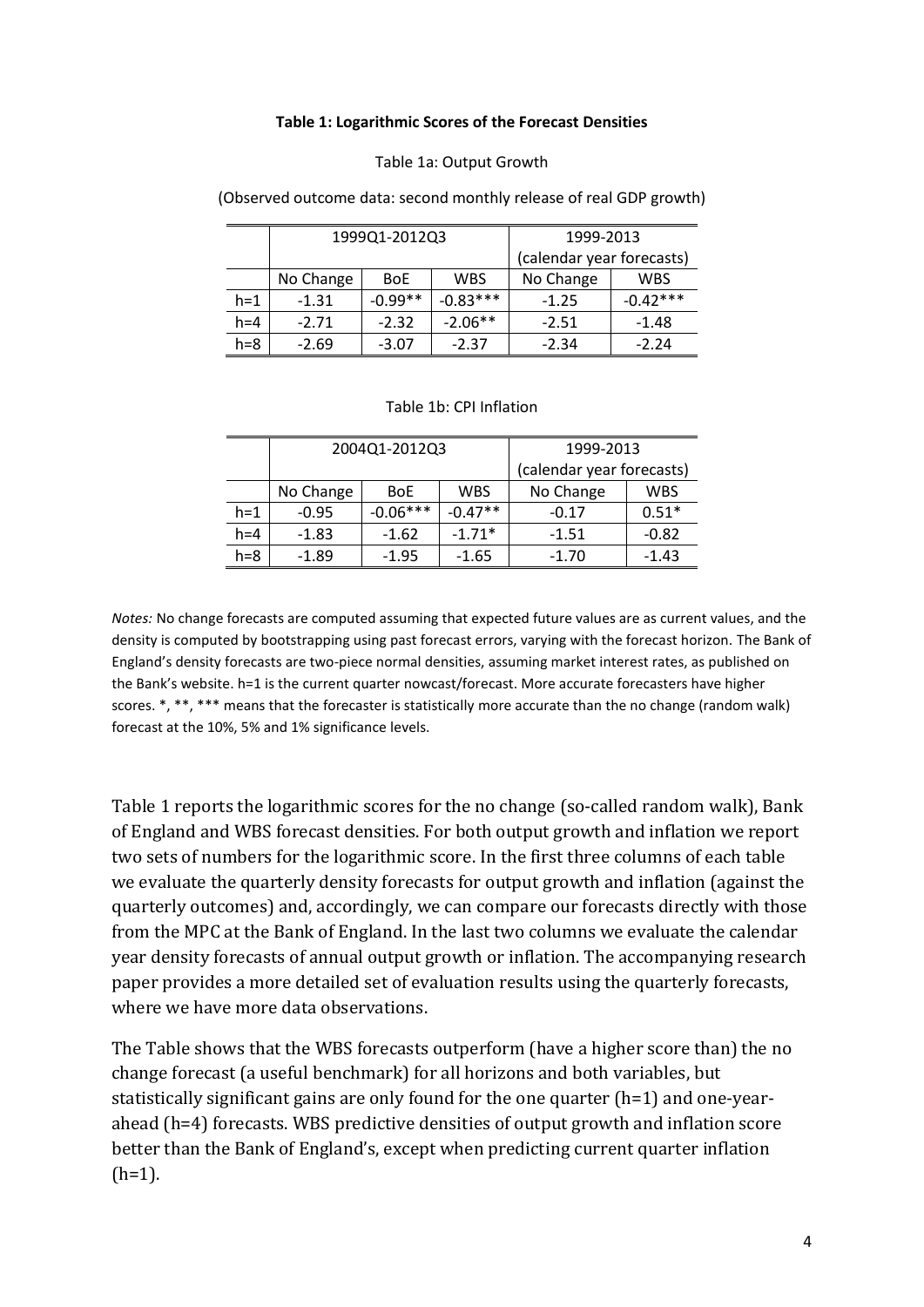**Table 1: Logarithmic Scores of the Forecast Densities**

Table 1a: Output Growth

(Observed outcome data: second monthly release of real GDP growth)

| | 1999Q1-2012Q3 | | | 1999-2013 (calendar year forecasts) | |
|---|---|---|---|---|---|
| | No Change | BoE | WBS | No Change | WBS |
| h=1 | -1.31 | -0.99** | -0.83*** | -1.25 | -0.42*** |
| h=4 | -2.71 | -2.32 | -2.06** | -2.51 | -1.48 |
| h=8 | -2.69 | -3.07 | -2.37 | -2.34 | -2.24 |

Table 1b: CPI Inflation

| | 2004Q1-2012Q3 | | | 1999-2013 (calendar year forecasts) | |
|---|---|---|---|---|---|
| | No Change | BoE | WBS | No Change | WBS |
| h=1 | -0.95 | -0.06*** | -0.47** | -0.17 | 0.51* |
| h=4 | -1.83 | -1.62 | -1.71* | -1.51 | -0.82 |
| h=8 | -1.89 | -1.95 | -1.65 | -1.70 | -1.43 |

*Notes:* No change forecasts are computed assuming that expected future values are as current values, and the density is computed by bootstrapping using past forecast errors, varying with the forecast horizon. The Bank of England's density forecasts are two-piece normal densities, assuming market interest rates, as published on the Bank's website. h=1 is the current quarter nowcast/forecast. More accurate forecasters have higher scores. *, **, *** means that the forecaster is statistically more accurate than the no change (random walk) forecast at the 10%, 5% and 1% significance levels.

Table 1 reports the logarithmic scores for the no change (so-called random walk), Bank of England and WBS forecast densities. For both output growth and inflation we report two sets of numbers for the logarithmic score. In the first three columns of each table we evaluate the quarterly density forecasts for output growth and inflation (against the quarterly outcomes) and, accordingly, we can compare our forecasts directly with those from the MPC at the Bank of England. In the last two columns we evaluate the calendar year density forecasts of annual output growth or inflation. The accompanying research paper provides a more detailed set of evaluation results using the quarterly forecasts, where we have more data observations.

The Table shows that the WBS forecasts outperform (have a higher score than) the no change forecast (a useful benchmark) for all horizons and both variables, but statistically significant gains are only found for the one quarter (h=1) and one-year-ahead (h=4) forecasts. WBS predictive densities of output growth and inflation score better than the Bank of England's, except when predicting current quarter inflation (h=1).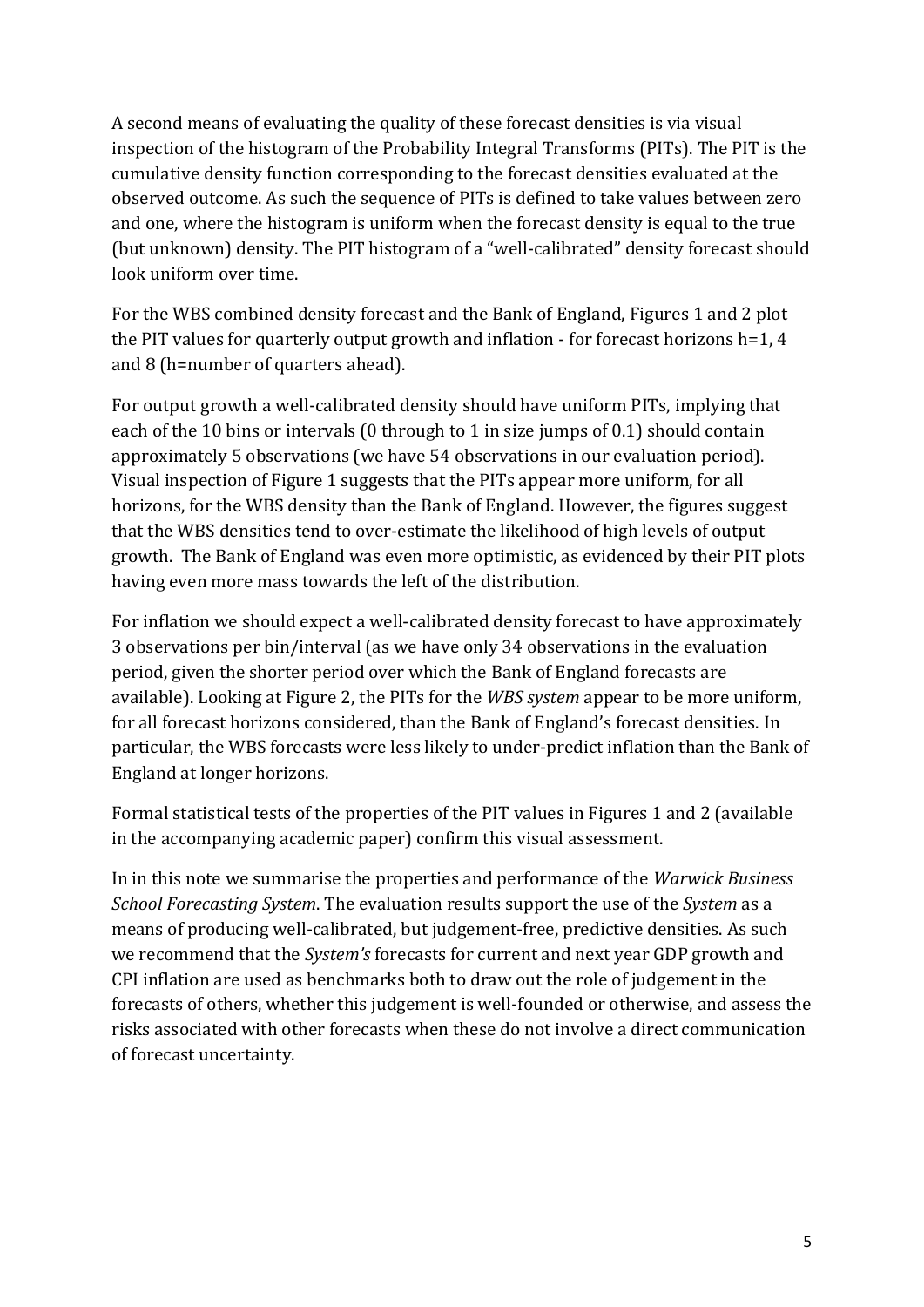A second means of evaluating the quality of these forecast densities is via visual inspection of the histogram of the Probability Integral Transforms (PITs). The PIT is the cumulative density function corresponding to the forecast densities evaluated at the observed outcome. As such the sequence of PITs is defined to take values between zero and one, where the histogram is uniform when the forecast density is equal to the true (but unknown) density. The PIT histogram of a "well-calibrated" density forecast should look uniform over time.

For the WBS combined density forecast and the Bank of England, Figures 1 and 2 plot the PIT values for quarterly output growth and inflation - for forecast horizons h=1, 4 and 8 (h=number of quarters ahead).

For output growth a well-calibrated density should have uniform PITs, implying that each of the 10 bins or intervals (0 through to 1 in size jumps of 0.1) should contain approximately 5 observations (we have 54 observations in our evaluation period). Visual inspection of Figure 1 suggests that the PITs appear more uniform, for all horizons, for the WBS density than the Bank of England. However, the figures suggest that the WBS densities tend to over-estimate the likelihood of high levels of output growth. The Bank of England was even more optimistic, as evidenced by their PIT plots having even more mass towards the left of the distribution.

For inflation we should expect a well-calibrated density forecast to have approximately 3 observations per bin/interval (as we have only 34 observations in the evaluation period, given the shorter period over which the Bank of England forecasts are available). Looking at Figure 2, the PITs for the *WBS system* appear to be more uniform, for all forecast horizons considered, than the Bank of England's forecast densities. In particular, the WBS forecasts were less likely to under-predict inflation than the Bank of England at longer horizons.

Formal statistical tests of the properties of the PIT values in Figures 1 and 2 (available in the accompanying academic paper) confirm this visual assessment.

In in this note we summarise the properties and performance of the *Warwick Business School Forecasting System*. The evaluation results support the use of the *System* as a means of producing well-calibrated, but judgement-free, predictive densities. As such we recommend that the *System's* forecasts for current and next year GDP growth and CPI inflation are used as benchmarks both to draw out the role of judgement in the forecasts of others, whether this judgement is well-founded or otherwise, and assess the risks associated with other forecasts when these do not involve a direct communication of forecast uncertainty.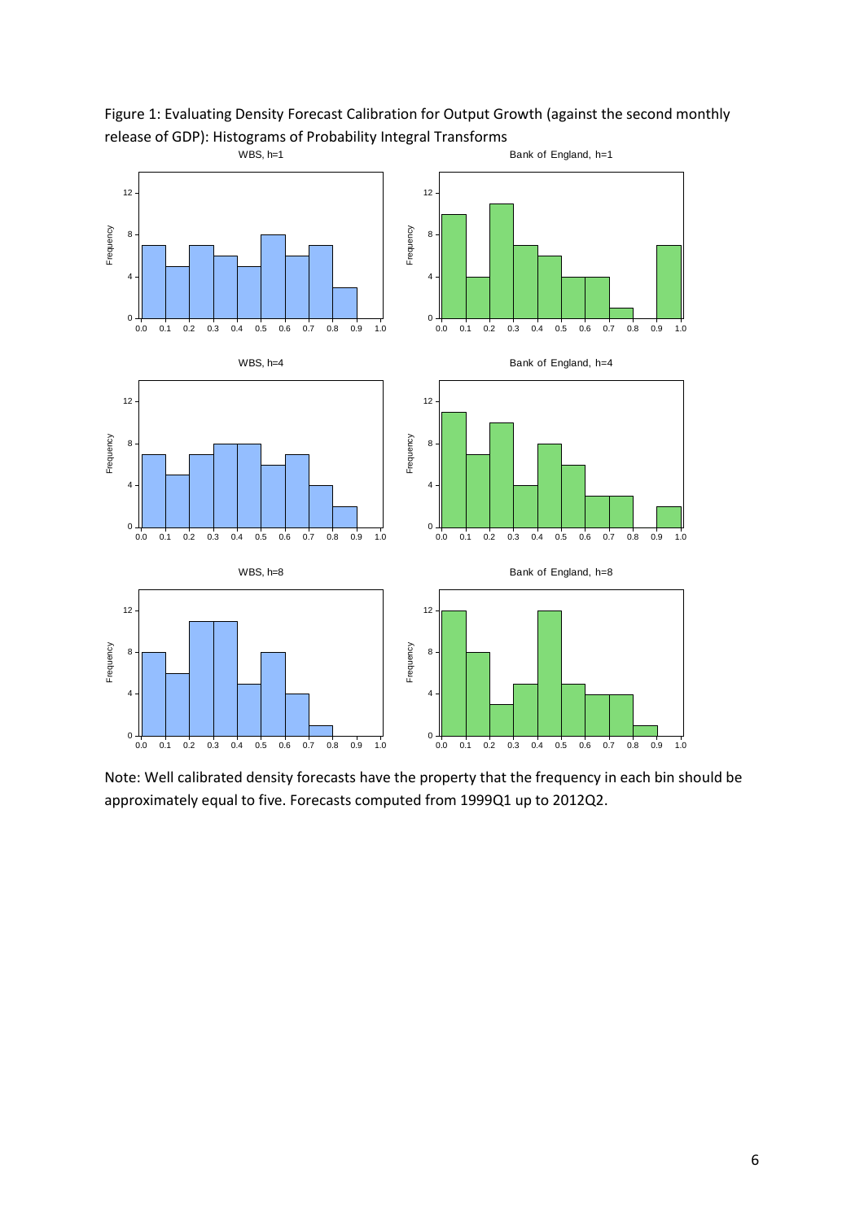Figure 1: Evaluating Density Forecast Calibration for Output Growth (against the second monthly release of GDP): Histograms of Probability Integral Transforms

Note: Well calibrated density forecasts have the property that the frequency in each bin should be approximately equal to five. Forecasts computed from 1999Q1 up to 2012Q2.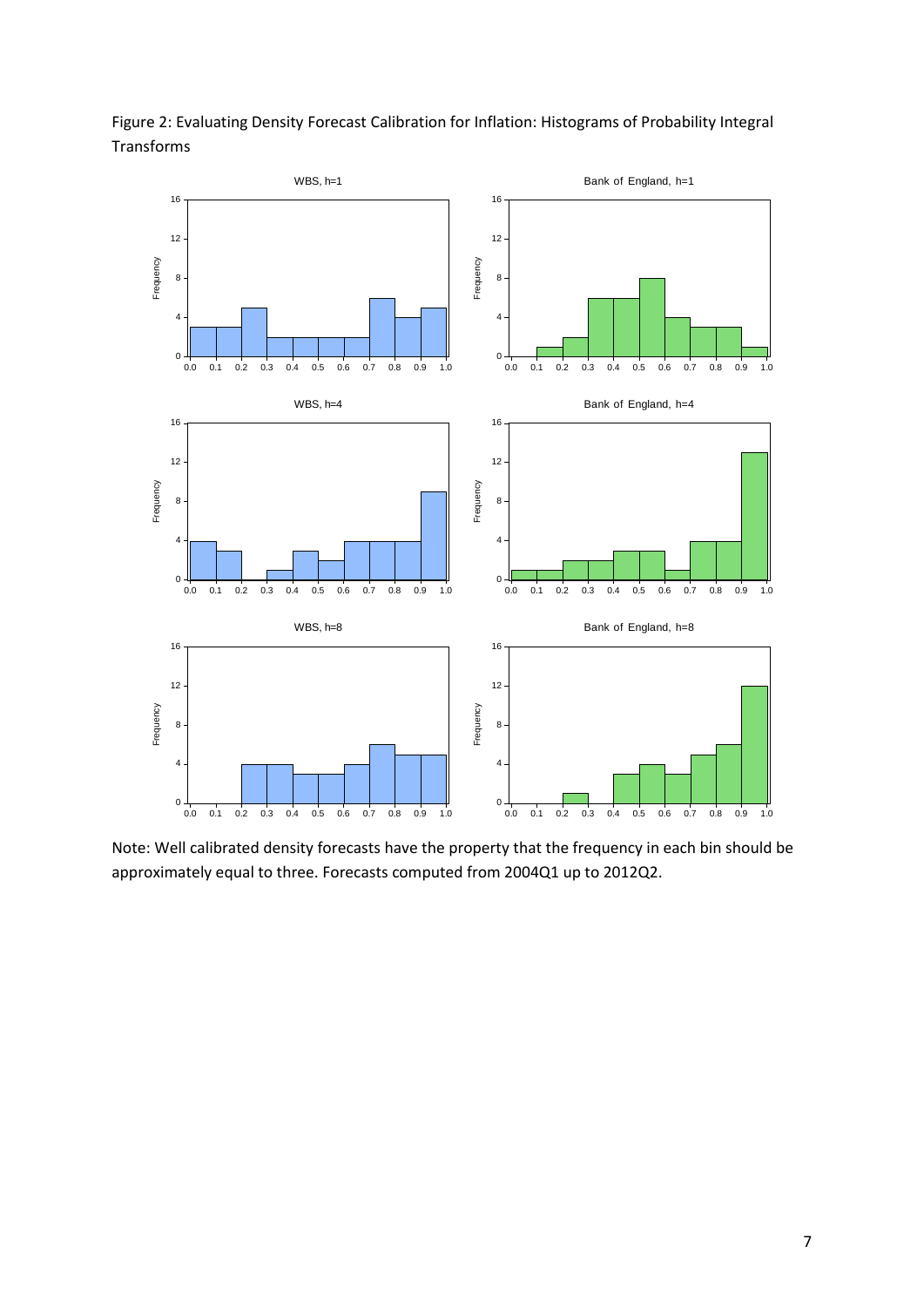Figure 2: Evaluating Density Forecast Calibration for Inflation: Histograms of Probability Integral Transforms

Note: Well calibrated density forecasts have the property that the frequency in each bin should be approximately equal to three. Forecasts computed from 2004Q1 up to 2012Q2.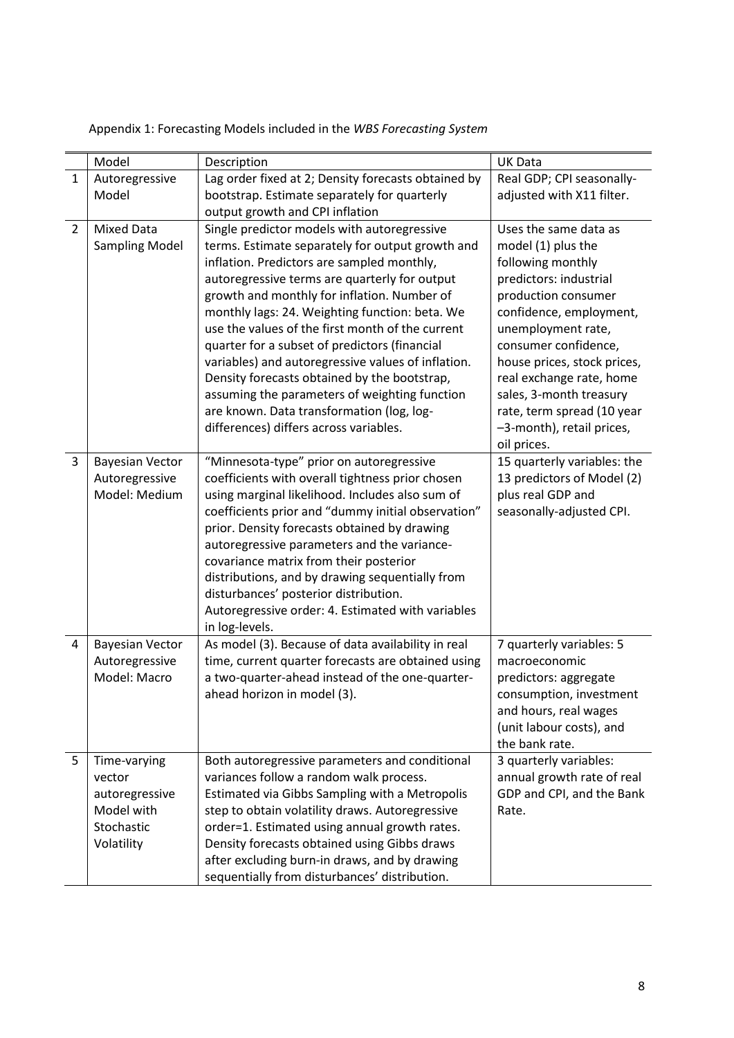Appendix 1: Forecasting Models included in the *WBS Forecasting System*

| | Model | Description | UK Data |
|---|---|---|---|
| 1 | Autoregressive Model | Lag order fixed at 2; Density forecasts obtained by bootstrap. Estimate separately for quarterly output growth and CPI inflation | Real GDP; CPI seasonally-adjusted with X11 filter. |
| 2 | Mixed Data Sampling Model | Single predictor models with autoregressive terms. Estimate separately for output growth and inflation. Predictors are sampled monthly, autoregressive terms are quarterly for output growth and monthly for inflation. Number of monthly lags: 24. Weighting function: beta. We use the values of the first month of the current quarter for a subset of predictors (financial variables) and autoregressive values of inflation. Density forecasts obtained by the bootstrap, assuming the parameters of weighting function are known. Data transformation (log, log-differences) differs across variables. | Uses the same data as model (1) plus the following monthly predictors: industrial production consumer confidence, employment, unemployment rate, consumer confidence, house prices, stock prices, real exchange rate, home sales, 3-month treasury rate, term spread (10 year –3-month), retail prices, oil prices. |
| 3 | Bayesian Vector Autoregressive Model: Medium | "Minnesota-type" prior on autoregressive coefficients with overall tightness prior chosen using marginal likelihood. Includes also sum of coefficients prior and "dummy initial observation" prior. Density forecasts obtained by drawing autoregressive parameters and the variance-covariance matrix from their posterior distributions, and by drawing sequentially from disturbances' posterior distribution. Autoregressive order: 4. Estimated with variables in log-levels. | 15 quarterly variables: the 13 predictors of Model (2) plus real GDP and seasonally-adjusted CPI. |
| 4 | Bayesian Vector Autoregressive Model: Macro | As model (3). Because of data availability in real time, current quarter forecasts are obtained using a two-quarter-ahead instead of the one-quarter-ahead horizon in model (3). | 7 quarterly variables: 5 macroeconomic predictors: aggregate consumption, investment and hours, real wages (unit labour costs), and the bank rate. |
| 5 | Time-varying vector autoregressive Model with Stochastic Volatility | Both autoregressive parameters and conditional variances follow a random walk process. Estimated via Gibbs Sampling with a Metropolis step to obtain volatility draws. Autoregressive order=1. Estimated using annual growth rates. Density forecasts obtained using Gibbs draws after excluding burn-in draws, and by drawing sequentially from disturbances' distribution. | 3 quarterly variables: annual growth rate of real GDP and CPI, and the Bank Rate. |